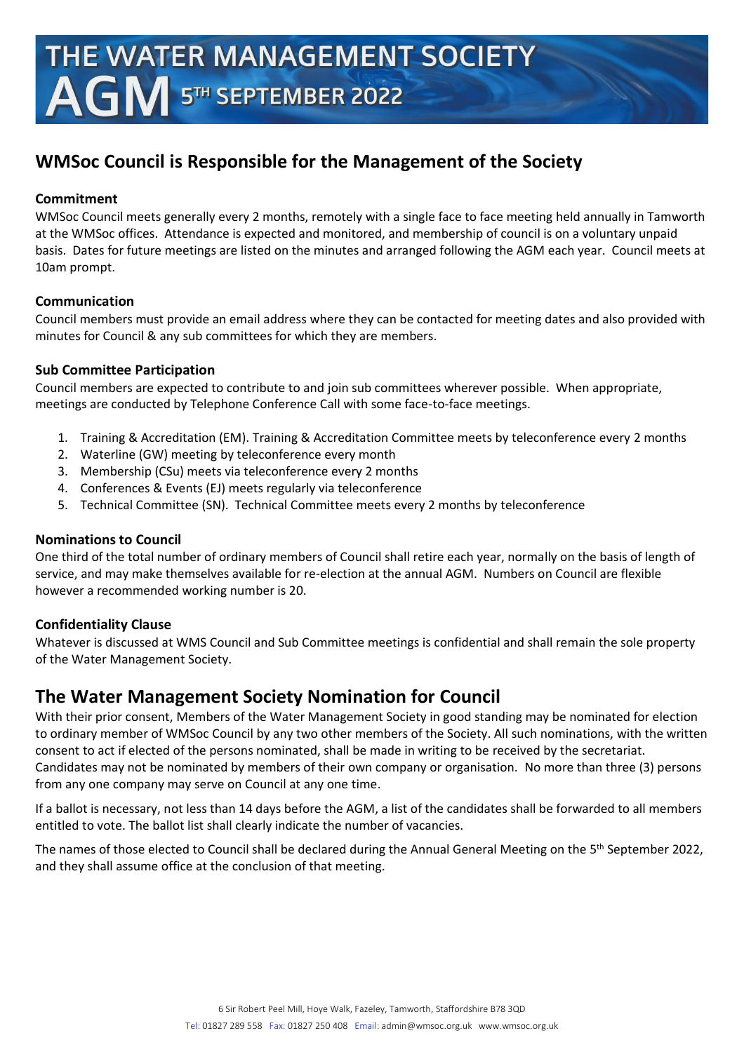# THE WATER MANAGEMENT SOCIETY AGM 5TH SEPTEMBER 2022

## WMSoc Council is Responsible for the Management of the Society

### Commitment

WMSoc Council meets generally every 2 months, remotely with a single face to face meeting held annually in Tamworth at the WMSoc offices. Attendance is expected and monitored, and membership of council is on a voluntary unpaid basis. Dates for future meetings are listed on the minutes and arranged following the AGM each year. Council meets at 10am prompt.

### Communication

Council members must provide an email address where they can be contacted for meeting dates and also provided with minutes for Council & any sub committees for which they are members.

### Sub Committee Participation

Council members are expected to contribute to and join sub committees wherever possible. When appropriate, meetings are conducted by Telephone Conference Call with some face-to-face meetings.

1. Training & Accreditation (EM). Training & Accreditation Committee meets by teleconference every 2 months
2. Waterline (GW) meeting by teleconference every month
3. Membership (CSu) meets via teleconference every 2 months
4. Conferences & Events (EJ) meets regularly via teleconference
5. Technical Committee (SN). Technical Committee meets every 2 months by teleconference

### Nominations to Council

One third of the total number of ordinary members of Council shall retire each year, normally on the basis of length of service, and may make themselves available for re-election at the annual AGM. Numbers on Council are flexible however a recommended working number is 20.

### Confidentiality Clause

Whatever is discussed at WMS Council and Sub Committee meetings is confidential and shall remain the sole property of the Water Management Society.

## The Water Management Society Nomination for Council

With their prior consent, Members of the Water Management Society in good standing may be nominated for election to ordinary member of WMSoc Council by any two other members of the Society. All such nominations, with the written consent to act if elected of the persons nominated, shall be made in writing to be received by the secretariat. Candidates may not be nominated by members of their own company or organisation. No more than three (3) persons from any one company may serve on Council at any one time.

If a ballot is necessary, not less than 14 days before the AGM, a list of the candidates shall be forwarded to all members entitled to vote. The ballot list shall clearly indicate the number of vacancies.

The names of those elected to Council shall be declared during the Annual General Meeting on the 5th September 2022, and they shall assume office at the conclusion of that meeting.

6 Sir Robert Peel Mill, Hoye Walk, Fazeley, Tamworth, Staffordshire B78 3QD
Tel: 01827 289 558 Fax: 01827 250 408 Email: admin@wmsoc.org.uk www.wmsoc.org.uk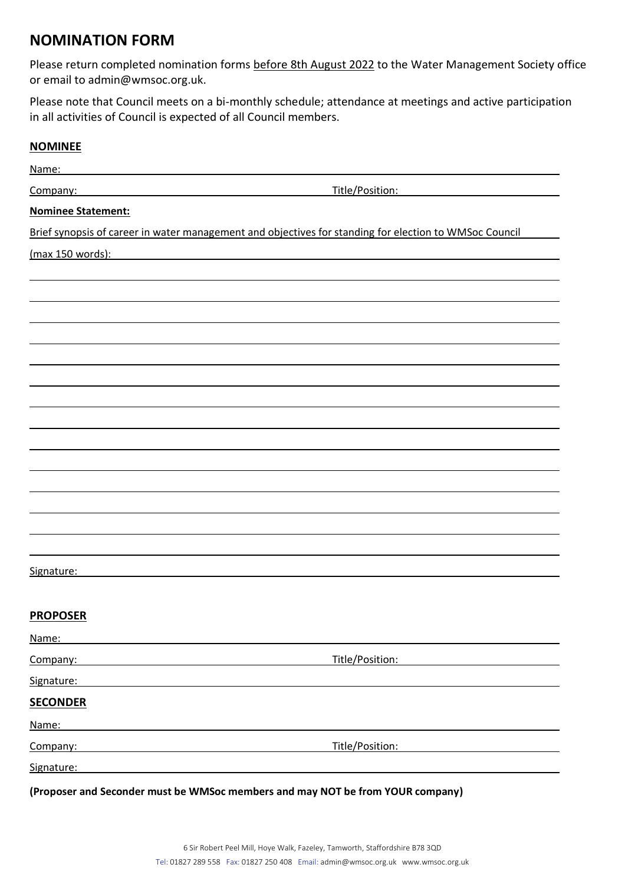## NOMINATION FORM

Please return completed nomination forms before 8th August 2022 to the Water Management Society office or email to admin@wmsoc.org.uk.

Please note that Council meets on a bi-monthly schedule; attendance at meetings and active participation in all activities of Council is expected of all Council members.

**NOMINEE**

Name:

Company: Title/Position:

**Nominee Statement:**

Brief synopsis of career in water management and objectives for standing for election to WMSoc Council (max 150 words):

Signature:

**PROPOSER**

Name:

Company: Title/Position:

Signature:

**SECONDER**

Name:

Company: Title/Position:

Signature:

**(Proposer and Seconder must be WMSoc members and may NOT be from YOUR company)**

6 Sir Robert Peel Mill, Hoye Walk, Fazeley, Tamworth, Staffordshire B78 3QD

Tel: 01827 289 558 Fax: 01827 250 408 Email: admin@wmsoc.org.uk www.wmsoc.org.uk